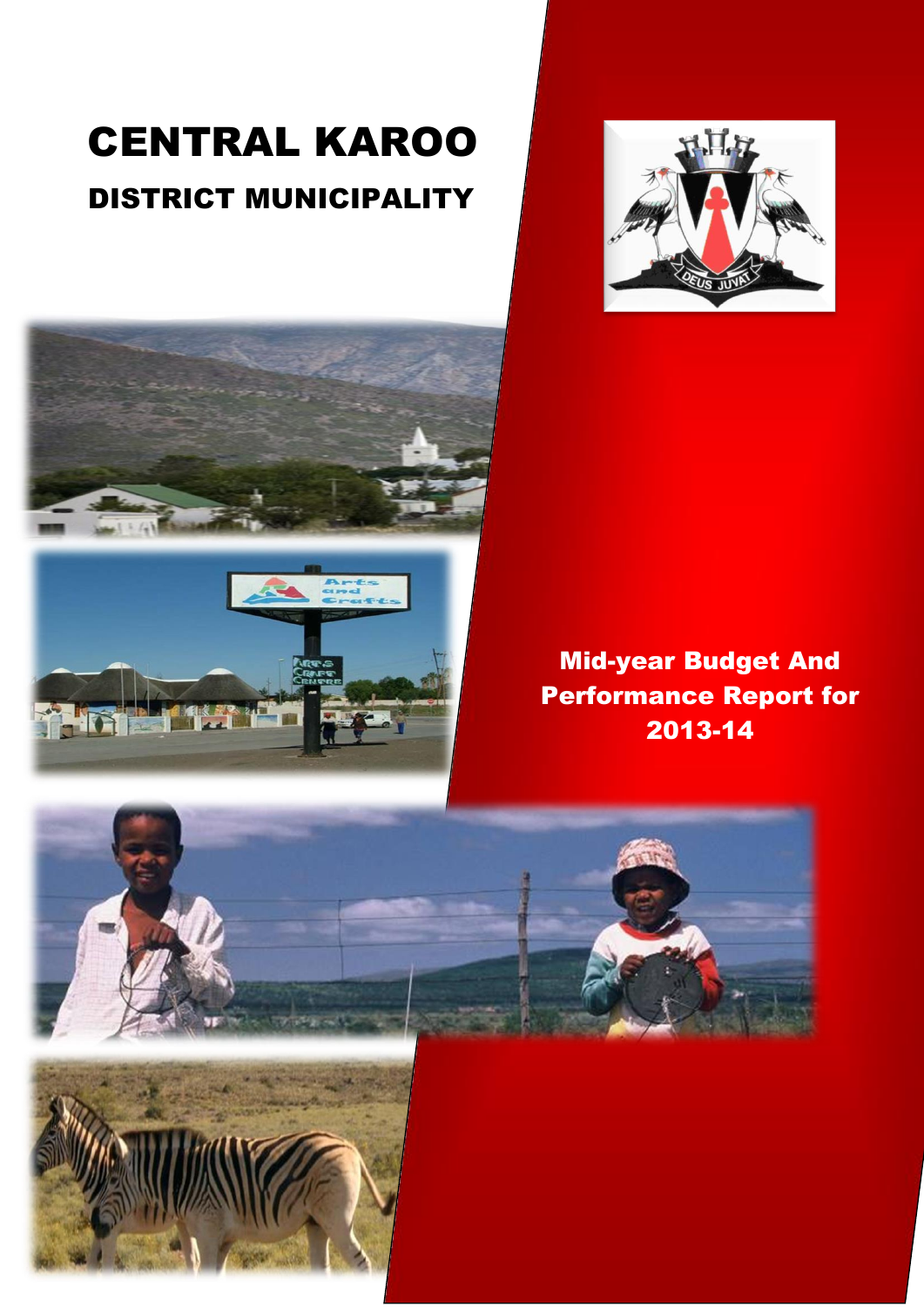# CENTRAL KAROO

## DISTRICT MUNICIPALITY

**Mid-year Budget And Performance Report for 2013-14**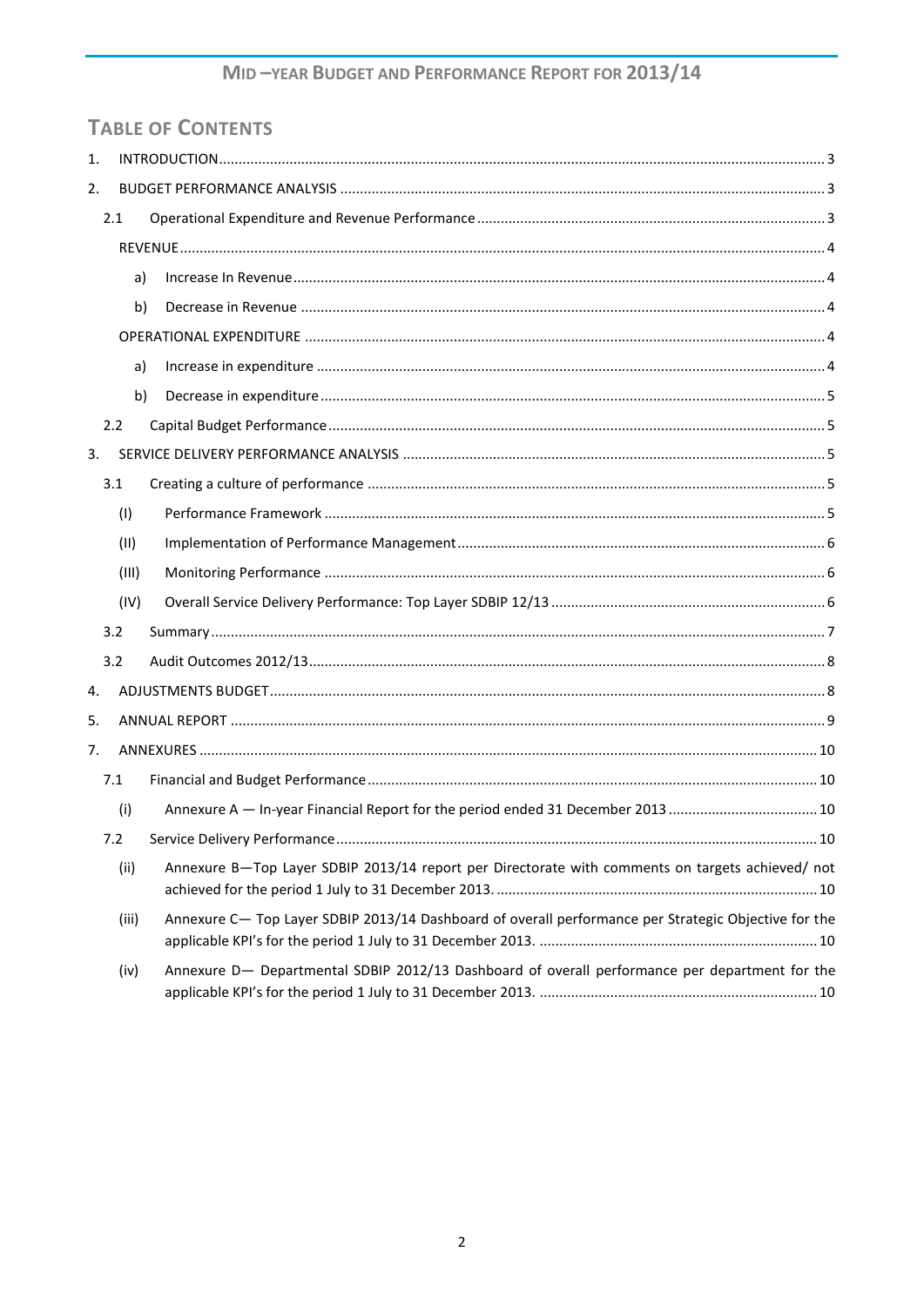# TABLE OF CONTENTS

1. INTRODUCTION........................................................................................................................................ 3
2. BUDGET PERFORMANCE ANALYSIS .......................................................................................................... 3
   - 2.1 Operational Expenditure and Revenue Performance ........................................................................ 3
     - REVENUE................................................................................................................................................ 4
       - a) Increase In Revenue....................................................................................................................... 4
       - b) Decrease in Revenue .................................................................................................................... 4
     - OPERATIONAL EXPENDITURE .................................................................................................................. 4
       - a) Increase in expenditure ................................................................................................................. 4
       - b) Decrease in expenditure ................................................................................................................ 5
   - 2.2 Capital Budget Performance ............................................................................................................. 5
3. SERVICE DELIVERY PERFORMANCE ANALYSIS .......................................................................................... 5
   - 3.1 Creating a culture of performance .................................................................................................... 5
     - (I) Performance Framework ............................................................................................................... 5
     - (II) Implementation of Performance Management ............................................................................. 6
     - (III) Monitoring Performance .............................................................................................................. 6
     - (IV) Overall Service Delivery Performance: Top Layer SDBIP 12/13 ...................................................... 6
   - 3.2 Summary ........................................................................................................................................... 7
   - 3.2 Audit Outcomes 2012/13.................................................................................................................... 8
4. ADJUSTMENTS BUDGET............................................................................................................................ 8
5. ANNUAL REPORT ...................................................................................................................................... 9
7. ANNEXURES ............................................................................................................................................ 10
   - 7.1 Financial and Budget Performance .................................................................................................. 10
     - (i) Annexure A — In-year Financial Report for the period ended 31 December 2013 ....................... 10
   - 7.2 Service Delivery Performance .......................................................................................................... 10
     - (ii) Annexure B—Top Layer SDBIP 2013/14 report per Directorate with comments on targets achieved/ not achieved for the period 1 July to 31 December 2013. .................................................................... 10
     - (iii) Annexure C— Top Layer SDBIP 2013/14 Dashboard of overall performance per Strategic Objective for the applicable KPI's for the period 1 July to 31 December 2013. .......................................................... 10
     - (iv) Annexure D— Departmental SDBIP 2012/13 Dashboard of overall performance per department for the applicable KPI's for the period 1 July to 31 December 2013. .......................................................... 10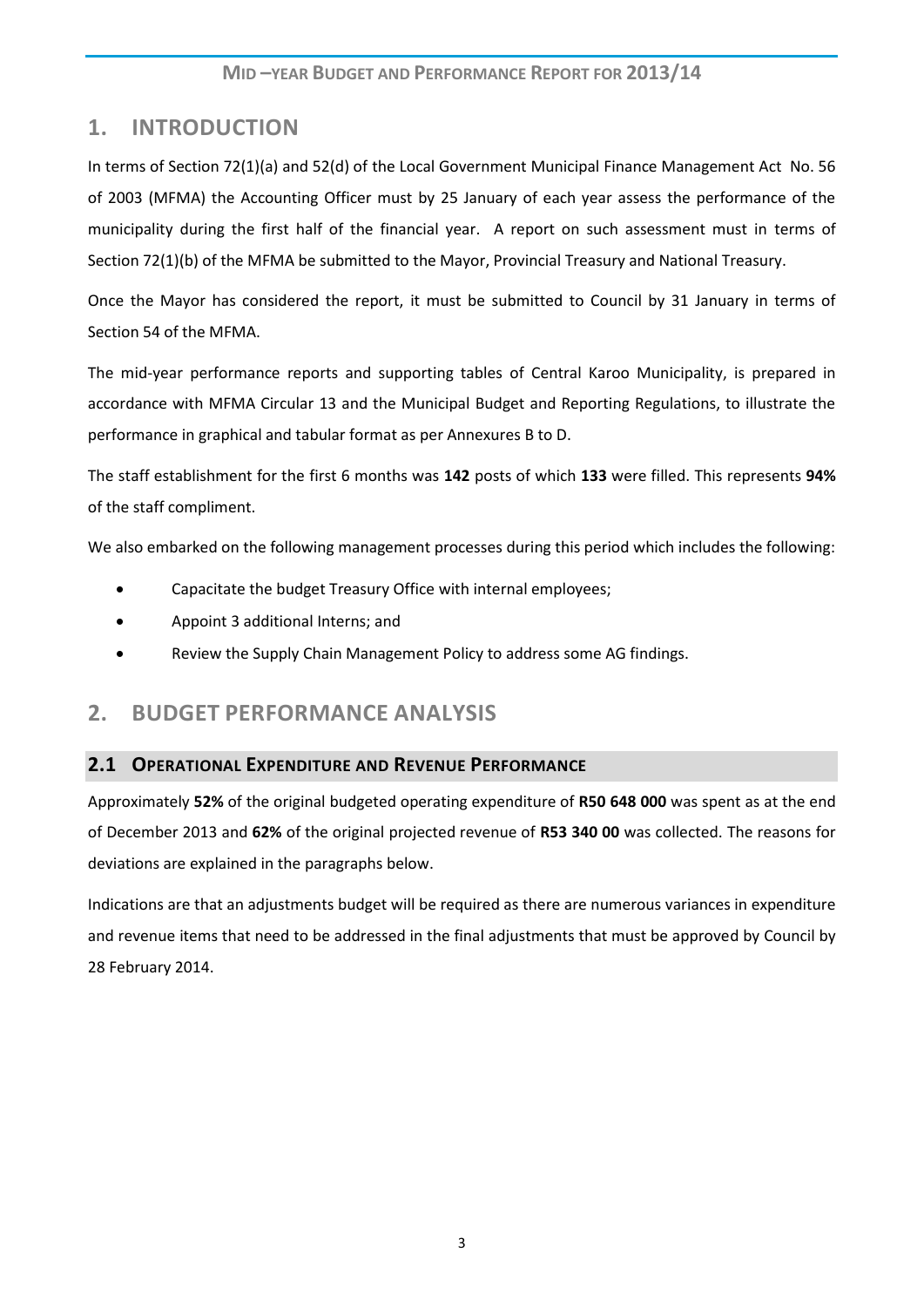# 1. INTRODUCTION

In terms of Section 72(1)(a) and 52(d) of the Local Government Municipal Finance Management Act No. 56 of 2003 (MFMA) the Accounting Officer must by 25 January of each year assess the performance of the municipality during the first half of the financial year. A report on such assessment must in terms of Section 72(1)(b) of the MFMA be submitted to the Mayor, Provincial Treasury and National Treasury.

Once the Mayor has considered the report, it must be submitted to Council by 31 January in terms of Section 54 of the MFMA.

The mid-year performance reports and supporting tables of Central Karoo Municipality, is prepared in accordance with MFMA Circular 13 and the Municipal Budget and Reporting Regulations, to illustrate the performance in graphical and tabular format as per Annexures B to D.

The staff establishment for the first 6 months was **142** posts of which **133** were filled. This represents **94%** of the staff compliment.

We also embarked on the following management processes during this period which includes the following:

- Capacitate the budget Treasury Office with internal employees;
- Appoint 3 additional Interns; and
- Review the Supply Chain Management Policy to address some AG findings.

# 2. BUDGET PERFORMANCE ANALYSIS

## 2.1 OPERATIONAL EXPENDITURE AND REVENUE PERFORMANCE

Approximately **52%** of the original budgeted operating expenditure of **R50 648 000** was spent as at the end of December 2013 and **62%** of the original projected revenue of **R53 340 00** was collected. The reasons for deviations are explained in the paragraphs below.

Indications are that an adjustments budget will be required as there are numerous variances in expenditure and revenue items that need to be addressed in the final adjustments that must be approved by Council by 28 February 2014.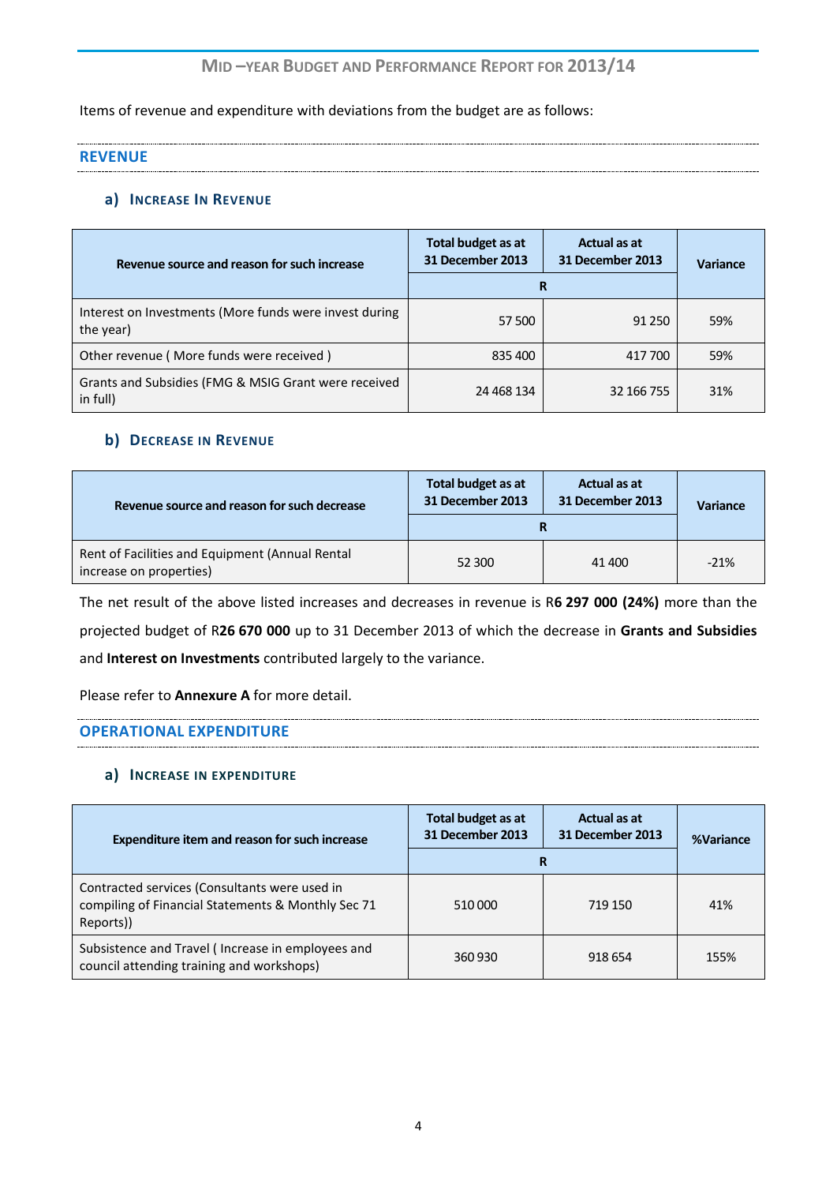Items of revenue and expenditure with deviations from the budget are as follows:

## REVENUE

### a) Increase In Revenue

| Revenue source and reason for such increase | Total budget as at 31 December 2013 | Actual as at 31 December 2013 | Variance |
|---|---|---|---|
| | R | | |
| Interest on Investments (More funds were invest during the year) | 57 500 | 91 250 | 59% |
| Other revenue ( More funds were received ) | 835 400 | 417 700 | 59% |
| Grants and Subsidies (FMG & MSIG Grant were received in full) | 24 468 134 | 32 166 755 | 31% |

### b) Decrease in Revenue

| Revenue source and reason for such decrease | Total budget as at 31 December 2013 | Actual as at 31 December 2013 | Variance |
|---|---|---|---|
| | R | | |
| Rent of Facilities and Equipment (Annual Rental increase on properties) | 52 300 | 41 400 | -21% |

The net result of the above listed increases and decreases in revenue is R**6 297 000 (24%)** more than the projected budget of R**26 670 000** up to 31 December 2013 of which the decrease in **Grants and Subsidies** and **Interest on Investments** contributed largely to the variance.

Please refer to **Annexure A** for more detail.

## OPERATIONAL EXPENDITURE

### a) Increase in expenditure

| Expenditure item and reason for such increase | Total budget as at 31 December 2013 | Actual as at 31 December 2013 | %Variance |
|---|---|---|---|
| | R | | |
| Contracted services (Consultants were used in compiling of Financial Statements & Monthly Sec 71 Reports)) | 510 000 | 719 150 | 41% |
| Subsistence and Travel ( Increase in employees and council attending training and workshops) | 360 930 | 918 654 | 155% |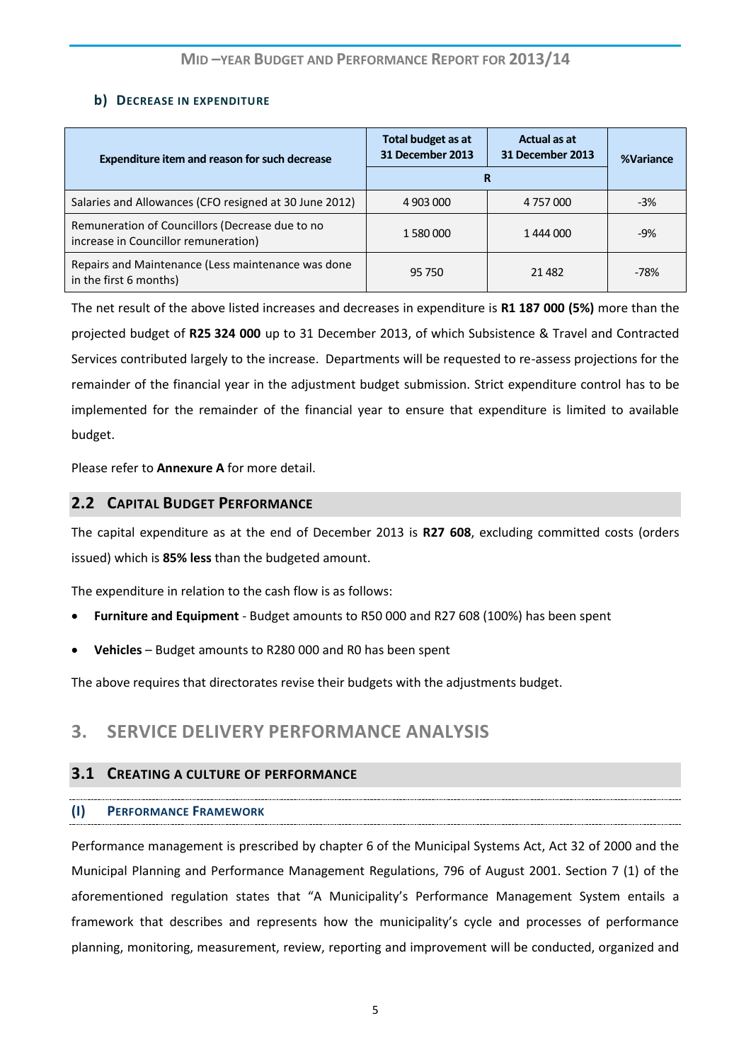### b) Decrease in expenditure

| Expenditure item and reason for such decrease | Total budget as at 31 December 2013 | Actual as at 31 December 2013 | %Variance |
|---|---|---|---|
| | R | | |
| Salaries and Allowances (CFO resigned at 30 June 2012) | 4 903 000 | 4 757 000 | -3% |
| Remuneration of Councillors (Decrease due to no increase in Councillor remuneration) | 1 580 000 | 1 444 000 | -9% |
| Repairs and Maintenance (Less maintenance was done in the first 6 months) | 95 750 | 21 482 | -78% |

The net result of the above listed increases and decreases in expenditure is **R1 187 000 (5%)** more than the projected budget of **R25 324 000** up to 31 December 2013, of which Subsistence & Travel and Contracted Services contributed largely to the increase. Departments will be requested to re-assess projections for the remainder of the financial year in the adjustment budget submission. Strict expenditure control has to be implemented for the remainder of the financial year to ensure that expenditure is limited to available budget.

Please refer to **Annexure A** for more detail.

## 2.2 Capital Budget Performance

The capital expenditure as at the end of December 2013 is **R27 608**, excluding committed costs (orders issued) which is **85% less** than the budgeted amount.

The expenditure in relation to the cash flow is as follows:

- **Furniture and Equipment** - Budget amounts to R50 000 and R27 608 (100%) has been spent
- **Vehicles** – Budget amounts to R280 000 and R0 has been spent

The above requires that directorates revise their budgets with the adjustments budget.

# 3. SERVICE DELIVERY PERFORMANCE ANALYSIS

## 3.1 Creating a Culture of Performance

### (I) Performance Framework

Performance management is prescribed by chapter 6 of the Municipal Systems Act, Act 32 of 2000 and the Municipal Planning and Performance Management Regulations, 796 of August 2001. Section 7 (1) of the aforementioned regulation states that "A Municipality's Performance Management System entails a framework that describes and represents how the municipality's cycle and processes of performance planning, monitoring, measurement, review, reporting and improvement will be conducted, organized and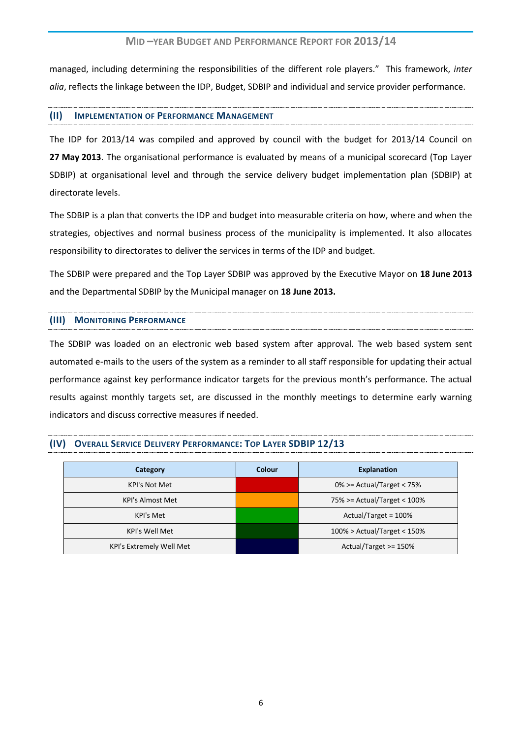managed, including determining the responsibilities of the different role players." This framework, *inter alia*, reflects the linkage between the IDP, Budget, SDBIP and individual and service provider performance.

### (II) Implementation of Performance Management

The IDP for 2013/14 was compiled and approved by council with the budget for 2013/14 Council on **27 May 2013**. The organisational performance is evaluated by means of a municipal scorecard (Top Layer SDBIP) at organisational level and through the service delivery budget implementation plan (SDBIP) at directorate levels.

The SDBIP is a plan that converts the IDP and budget into measurable criteria on how, where and when the strategies, objectives and normal business process of the municipality is implemented. It also allocates responsibility to directorates to deliver the services in terms of the IDP and budget.

The SDBIP were prepared and the Top Layer SDBIP was approved by the Executive Mayor on **18 June 2013** and the Departmental SDBIP by the Municipal manager on **18 June 2013.**

### (III) Monitoring Performance

The SDBIP was loaded on an electronic web based system after approval. The web based system sent automated e-mails to the users of the system as a reminder to all staff responsible for updating their actual performance against key performance indicator targets for the previous month's performance. The actual results against monthly targets set, are discussed in the monthly meetings to determine early warning indicators and discuss corrective measures if needed.

### (IV) Overall Service Delivery Performance: Top Layer SDBIP 12/13

| Category | Colour | Explanation |
|---|---|---|
| KPI's Not Met | | 0% >= Actual/Target < 75% |
| KPI's Almost Met | | 75% >= Actual/Target < 100% |
| KPI's Met | | Actual/Target = 100% |
| KPI's Well Met | | 100% > Actual/Target < 150% |
| KPI's Extremely Well Met | | Actual/Target >= 150% |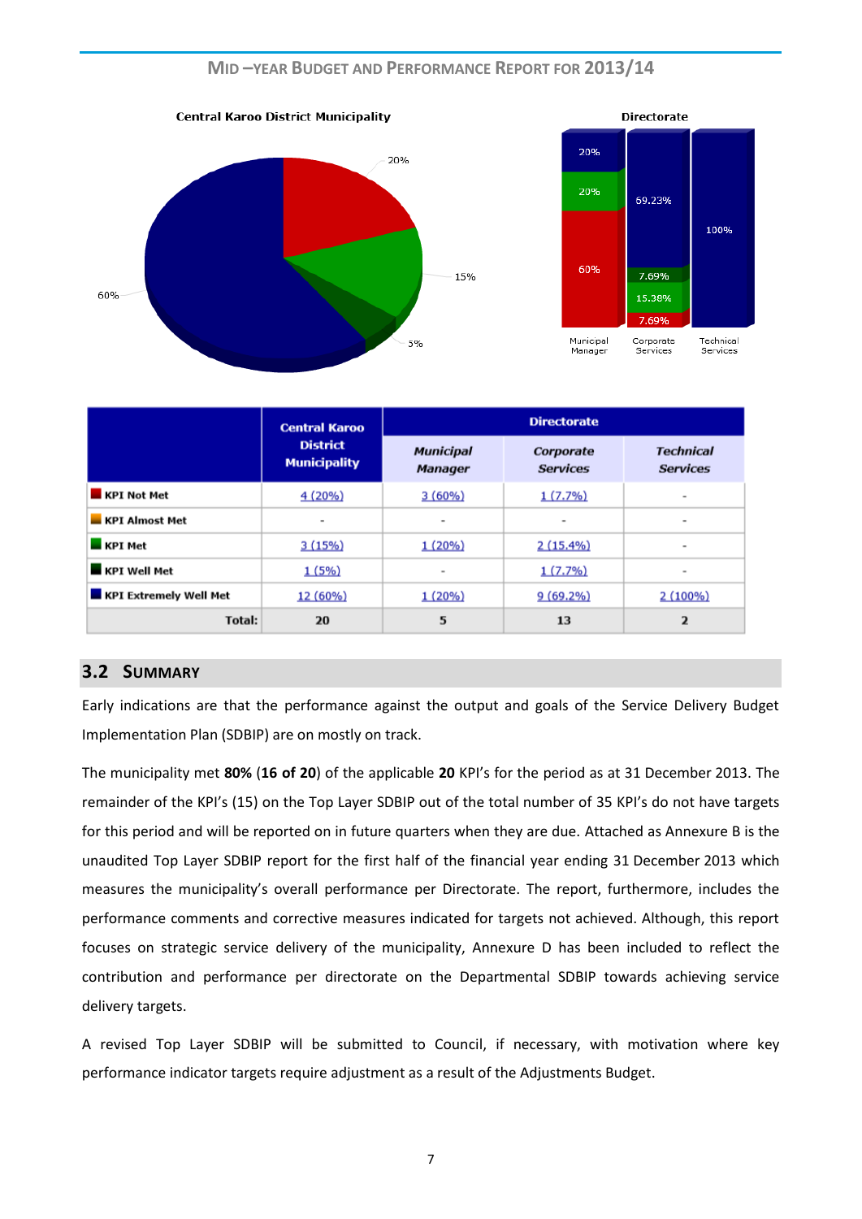Central Karoo District Municipality

Directorate

| | Central Karoo District Municipality | Directorate | | |
|---|---|---|---|---|
| | | *Municipal Manager* | *Corporate Services* | *Technical Services* |
| KPI Not Met | 4 (20%) | 3 (60%) | 1 (7.7%) | - |
| KPI Almost Met | - | - | - | - |
| KPI Met | 3 (15%) | 1 (20%) | 2 (15.4%) | - |
| KPI Well Met | 1 (5%) | - | 1 (7.7%) | - |
| KPI Extremely Well Met | 12 (60%) | 1 (20%) | 9 (69.2%) | 2 (100%) |
| **Total:** | **20** | **5** | **13** | **2** |

## 3.2 SUMMARY

Early indications are that the performance against the output and goals of the Service Delivery Budget Implementation Plan (SDBIP) are on mostly on track.

The municipality met **80%** (**16 of 20**) of the applicable **20** KPI's for the period as at 31 December 2013. The remainder of the KPI's (15) on the Top Layer SDBIP out of the total number of 35 KPI's do not have targets for this period and will be reported on in future quarters when they are due. Attached as Annexure B is the unaudited Top Layer SDBIP report for the first half of the financial year ending 31 December 2013 which measures the municipality's overall performance per Directorate. The report, furthermore, includes the performance comments and corrective measures indicated for targets not achieved. Although, this report focuses on strategic service delivery of the municipality, Annexure D has been included to reflect the contribution and performance per directorate on the Departmental SDBIP towards achieving service delivery targets.

A revised Top Layer SDBIP will be submitted to Council, if necessary, with motivation where key performance indicator targets require adjustment as a result of the Adjustments Budget.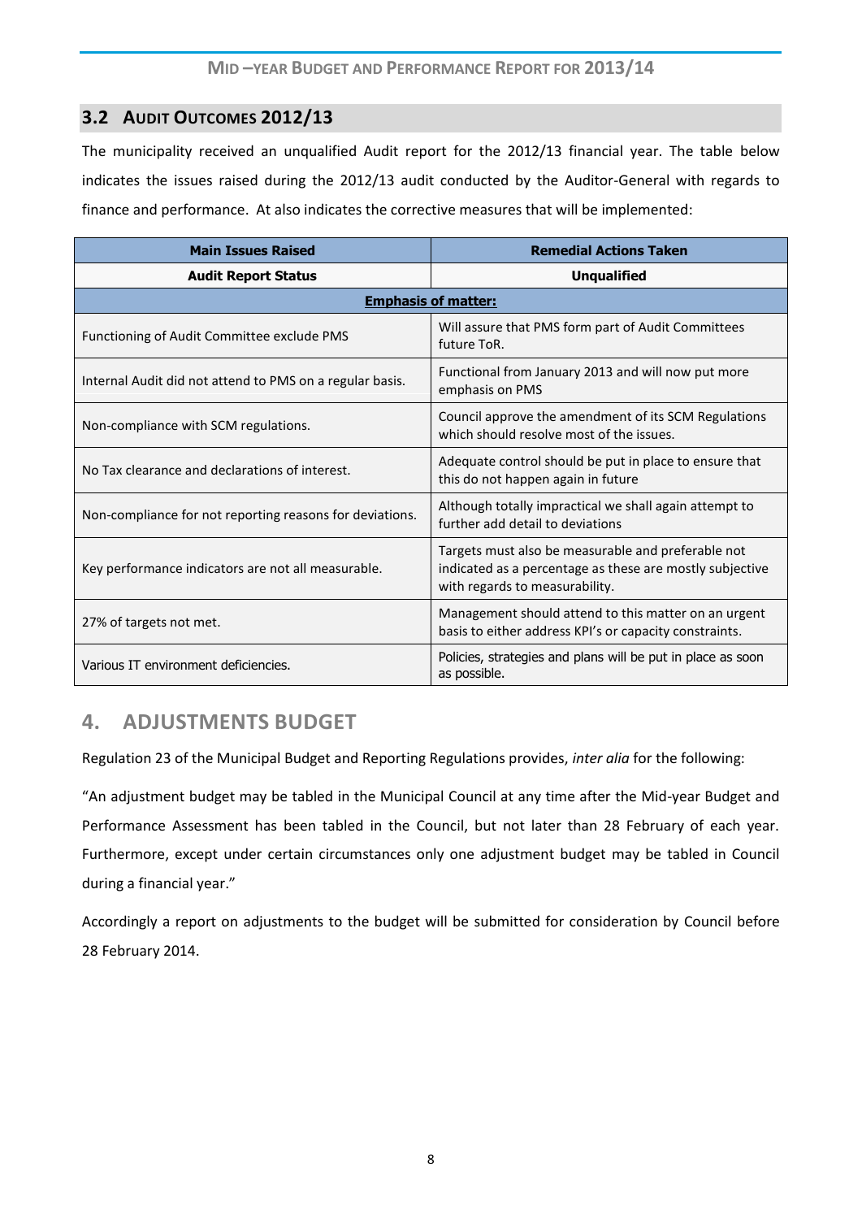## 3.2 Audit Outcomes 2012/13

The municipality received an unqualified Audit report for the 2012/13 financial year. The table below indicates the issues raised during the 2012/13 audit conducted by the Auditor-General with regards to finance and performance. At also indicates the corrective measures that will be implemented:

| Main Issues Raised | Remedial Actions Taken |
|---|---|
| **Audit Report Status** | **Unqualified** |
| **Emphasis of matter:** | |
| Functioning of Audit Committee exclude PMS | Will assure that PMS form part of Audit Committees future ToR. |
| Internal Audit did not attend to PMS on a regular basis. | Functional from January 2013 and will now put more emphasis on PMS |
| Non-compliance with SCM regulations. | Council approve the amendment of its SCM Regulations which should resolve most of the issues. |
| No Tax clearance and declarations of interest. | Adequate control should be put in place to ensure that this do not happen again in future |
| Non-compliance for not reporting reasons for deviations. | Although totally impractical we shall again attempt to further add detail to deviations |
| Key performance indicators are not all measurable. | Targets must also be measurable and preferable not indicated as a percentage as these are mostly subjective with regards to measurability. |
| 27% of targets not met. | Management should attend to this matter on an urgent basis to either address KPI's or capacity constraints. |
| Various IT environment deficiencies. | Policies, strategies and plans will be put in place as soon as possible. |

# 4. ADJUSTMENTS BUDGET

Regulation 23 of the Municipal Budget and Reporting Regulations provides, *inter alia* for the following:

"An adjustment budget may be tabled in the Municipal Council at any time after the Mid-year Budget and Performance Assessment has been tabled in the Council, but not later than 28 February of each year. Furthermore, except under certain circumstances only one adjustment budget may be tabled in Council during a financial year."

Accordingly a report on adjustments to the budget will be submitted for consideration by Council before 28 February 2014.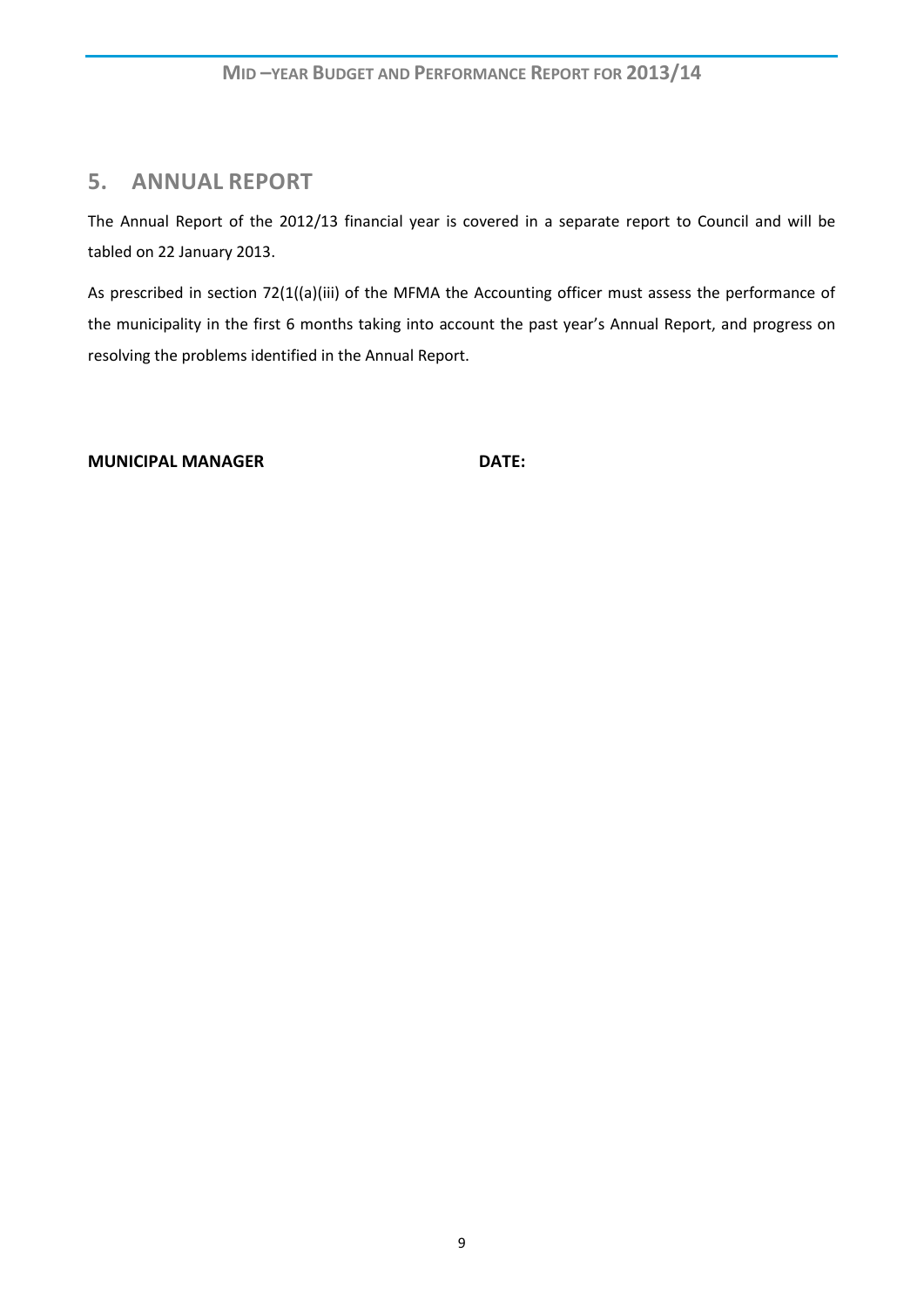## 5. ANNUAL REPORT

The Annual Report of the 2012/13 financial year is covered in a separate report to Council and will be tabled on 22 January 2013.

As prescribed in section 72(1((a)(iii) of the MFMA the Accounting officer must assess the performance of the municipality in the first 6 months taking into account the past year's Annual Report, and progress on resolving the problems identified in the Annual Report.

**MUNICIPAL MANAGER** **DATE:**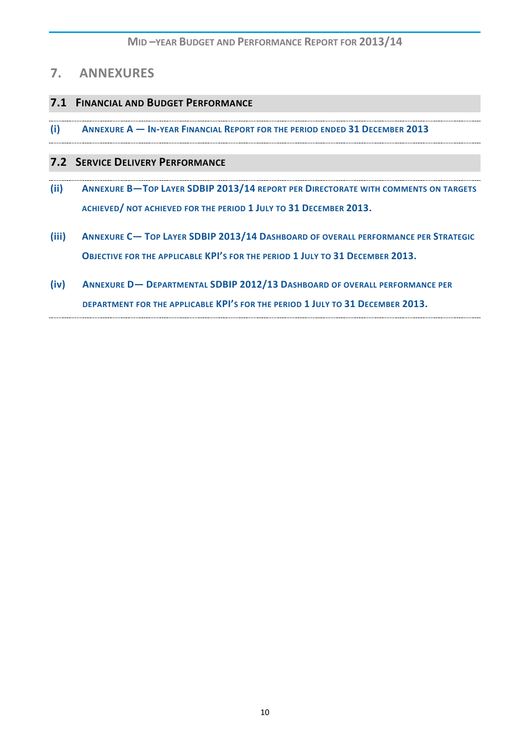# 7. ANNEXURES

## 7.1 FINANCIAL AND BUDGET PERFORMANCE

**(i) ANNEXURE A — IN-YEAR FINANCIAL REPORT FOR THE PERIOD ENDED 31 DECEMBER 2013**

## 7.2 SERVICE DELIVERY PERFORMANCE

**(ii) ANNEXURE B—TOP LAYER SDBIP 2013/14 REPORT PER DIRECTORATE WITH COMMENTS ON TARGETS ACHIEVED/ NOT ACHIEVED FOR THE PERIOD 1 JULY TO 31 DECEMBER 2013.**

**(iii) ANNEXURE C— TOP LAYER SDBIP 2013/14 DASHBOARD OF OVERALL PERFORMANCE PER STRATEGIC OBJECTIVE FOR THE APPLICABLE KPI'S FOR THE PERIOD 1 JULY TO 31 DECEMBER 2013.**

**(iv) ANNEXURE D— DEPARTMENTAL SDBIP 2012/13 DASHBOARD OF OVERALL PERFORMANCE PER DEPARTMENT FOR THE APPLICABLE KPI'S FOR THE PERIOD 1 JULY TO 31 DECEMBER 2013.**